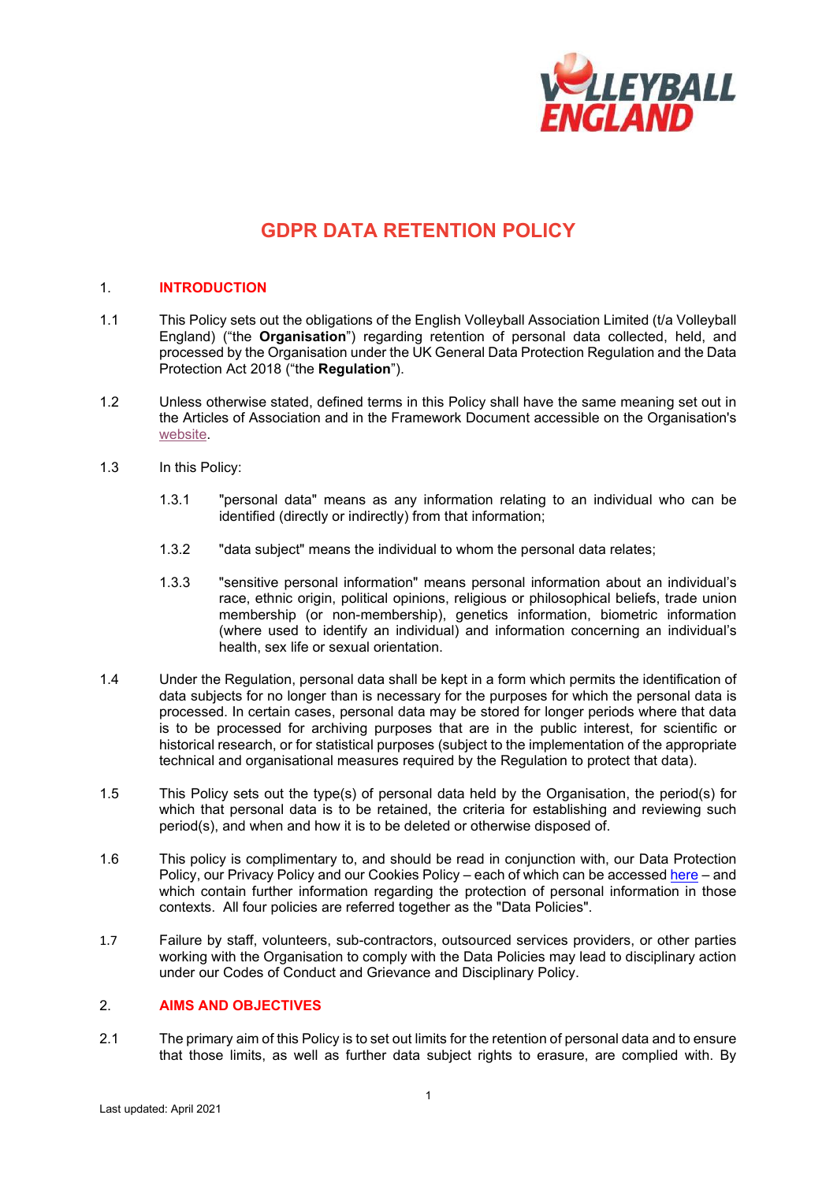# GDPR DATA RETENTION POLICY

## 1. INTRODUCTION

1.1 This Policy sets out the obligations of the English Volleyball Association Limited (t/a Volleyball England) ("the **Organisation**") regarding retention of personal data collected, held, and processed by the Organisation under the UK General Data Protection Regulation and the Data Protection Act 2018 ("the **Regulation**").

1.2 Unless otherwise stated, defined terms in this Policy shall have the same meaning set out in the Articles of Association and in the Framework Document accessible on the Organisation's website.

1.3 In this Policy:

1.3.1 "personal data" means as any information relating to an individual who can be identified (directly or indirectly) from that information;

1.3.2 "data subject" means the individual to whom the personal data relates;

1.3.3 "sensitive personal information" means personal information about an individual's race, ethnic origin, political opinions, religious or philosophical beliefs, trade union membership (or non-membership), genetics information, biometric information (where used to identify an individual) and information concerning an individual's health, sex life or sexual orientation.

1.4 Under the Regulation, personal data shall be kept in a form which permits the identification of data subjects for no longer than is necessary for the purposes for which the personal data is processed. In certain cases, personal data may be stored for longer periods where that data is to be processed for archiving purposes that are in the public interest, for scientific or historical research, or for statistical purposes (subject to the implementation of the appropriate technical and organisational measures required by the Regulation to protect that data).

1.5 This Policy sets out the type(s) of personal data held by the Organisation, the period(s) for which that personal data is to be retained, the criteria for establishing and reviewing such period(s), and when and how it is to be deleted or otherwise disposed of.

1.6 This policy is complimentary to, and should be read in conjunction with, our Data Protection Policy, our Privacy Policy and our Cookies Policy – each of which can be accessed here – and which contain further information regarding the protection of personal information in those contexts. All four policies are referred together as the "Data Policies".

1.7 Failure by staff, volunteers, sub-contractors, outsourced services providers, or other parties working with the Organisation to comply with the Data Policies may lead to disciplinary action under our Codes of Conduct and Grievance and Disciplinary Policy.

## 2. AIMS AND OBJECTIVES

2.1 The primary aim of this Policy is to set out limits for the retention of personal data and to ensure that those limits, as well as further data subject rights to erasure, are complied with. By

Last updated: April 2021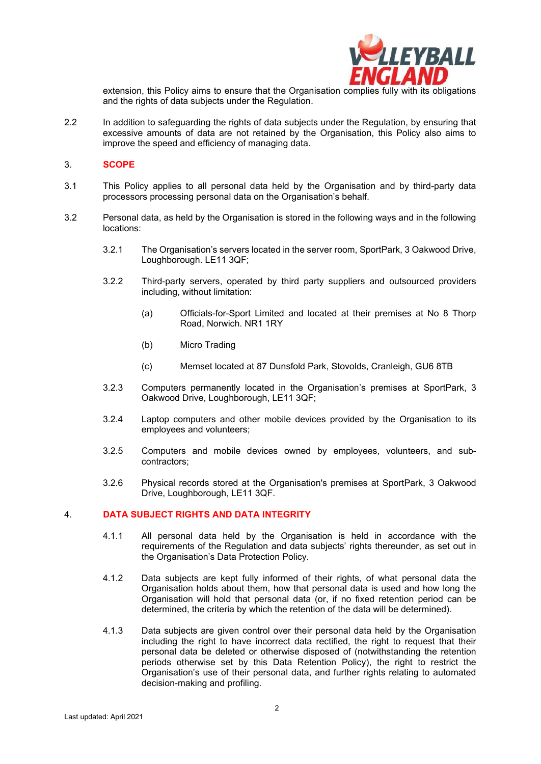extension, this Policy aims to ensure that the Organisation complies fully with its obligations and the rights of data subjects under the Regulation.

2.2 In addition to safeguarding the rights of data subjects under the Regulation, by ensuring that excessive amounts of data are not retained by the Organisation, this Policy also aims to improve the speed and efficiency of managing data.

## 3. SCOPE

3.1 This Policy applies to all personal data held by the Organisation and by third-party data processors processing personal data on the Organisation's behalf.

3.2 Personal data, as held by the Organisation is stored in the following ways and in the following locations:

3.2.1 The Organisation's servers located in the server room, SportPark, 3 Oakwood Drive, Loughborough. LE11 3QF;

3.2.2 Third-party servers, operated by third party suppliers and outsourced providers including, without limitation:

(a) Officials-for-Sport Limited and located at their premises at No 8 Thorp Road, Norwich. NR1 1RY

(b) Micro Trading

(c) Memset located at 87 Dunsfold Park, Stovolds, Cranleigh, GU6 8TB

3.2.3 Computers permanently located in the Organisation's premises at SportPark, 3 Oakwood Drive, Loughborough, LE11 3QF;

3.2.4 Laptop computers and other mobile devices provided by the Organisation to its employees and volunteers;

3.2.5 Computers and mobile devices owned by employees, volunteers, and sub-contractors;

3.2.6 Physical records stored at the Organisation's premises at SportPark, 3 Oakwood Drive, Loughborough, LE11 3QF.

## 4. DATA SUBJECT RIGHTS AND DATA INTEGRITY

4.1.1 All personal data held by the Organisation is held in accordance with the requirements of the Regulation and data subjects' rights thereunder, as set out in the Organisation's Data Protection Policy.

4.1.2 Data subjects are kept fully informed of their rights, of what personal data the Organisation holds about them, how that personal data is used and how long the Organisation will hold that personal data (or, if no fixed retention period can be determined, the criteria by which the retention of the data will be determined).

4.1.3 Data subjects are given control over their personal data held by the Organisation including the right to have incorrect data rectified, the right to request that their personal data be deleted or otherwise disposed of (notwithstanding the retention periods otherwise set by this Data Retention Policy), the right to restrict the Organisation's use of their personal data, and further rights relating to automated decision-making and profiling.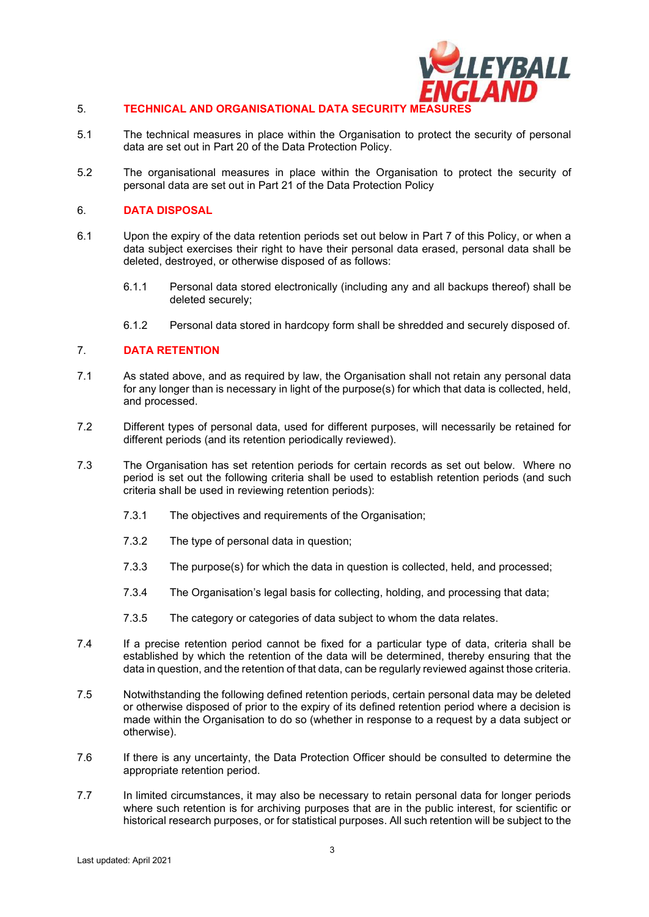## 5. TECHNICAL AND ORGANISATIONAL DATA SECURITY MEASURES

5.1 The technical measures in place within the Organisation to protect the security of personal data are set out in Part 20 of the Data Protection Policy.

5.2 The organisational measures in place within the Organisation to protect the security of personal data are set out in Part 21 of the Data Protection Policy

## 6. DATA DISPOSAL

6.1 Upon the expiry of the data retention periods set out below in Part 7 of this Policy, or when a data subject exercises their right to have their personal data erased, personal data shall be deleted, destroyed, or otherwise disposed of as follows:

- 6.1.1 Personal data stored electronically (including any and all backups thereof) shall be deleted securely;
- 6.1.2 Personal data stored in hardcopy form shall be shredded and securely disposed of.

## 7. DATA RETENTION

7.1 As stated above, and as required by law, the Organisation shall not retain any personal data for any longer than is necessary in light of the purpose(s) for which that data is collected, held, and processed.

7.2 Different types of personal data, used for different purposes, will necessarily be retained for different periods (and its retention periodically reviewed).

7.3 The Organisation has set retention periods for certain records as set out below. Where no period is set out the following criteria shall be used to establish retention periods (and such criteria shall be used in reviewing retention periods):

- 7.3.1 The objectives and requirements of the Organisation;
- 7.3.2 The type of personal data in question;
- 7.3.3 The purpose(s) for which the data in question is collected, held, and processed;
- 7.3.4 The Organisation's legal basis for collecting, holding, and processing that data;
- 7.3.5 The category or categories of data subject to whom the data relates.

7.4 If a precise retention period cannot be fixed for a particular type of data, criteria shall be established by which the retention of the data will be determined, thereby ensuring that the data in question, and the retention of that data, can be regularly reviewed against those criteria.

7.5 Notwithstanding the following defined retention periods, certain personal data may be deleted or otherwise disposed of prior to the expiry of its defined retention period where a decision is made within the Organisation to do so (whether in response to a request by a data subject or otherwise).

7.6 If there is any uncertainty, the Data Protection Officer should be consulted to determine the appropriate retention period.

7.7 In limited circumstances, it may also be necessary to retain personal data for longer periods where such retention is for archiving purposes that are in the public interest, for scientific or historical research purposes, or for statistical purposes. All such retention will be subject to the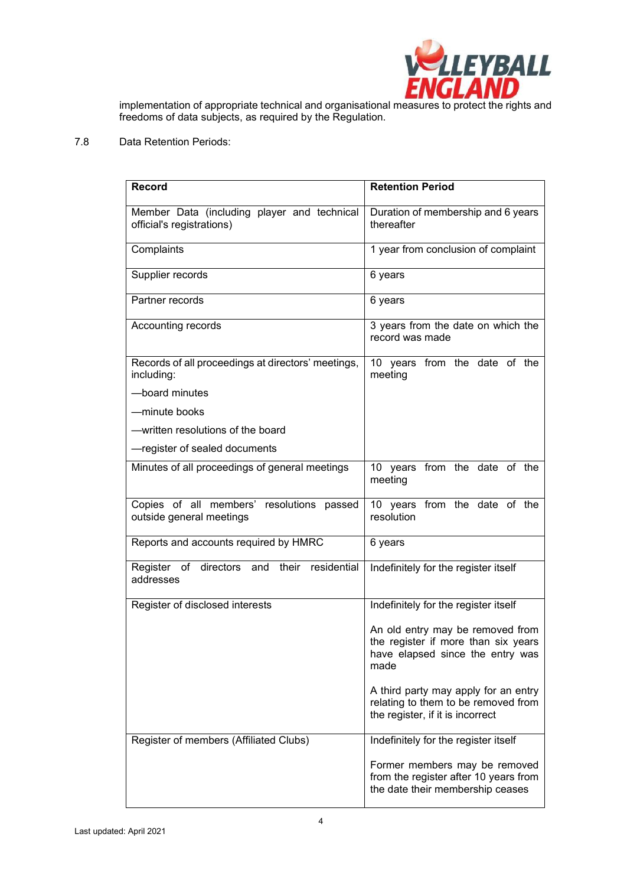implementation of appropriate technical and organisational measures to protect the rights and freedoms of data subjects, as required by the Regulation.

7.8 Data Retention Periods:

| Record | Retention Period |
|---|---|
| Member Data (including player and technical official's registrations) | Duration of membership and 6 years thereafter |
| Complaints | 1 year from conclusion of complaint |
| Supplier records | 6 years |
| Partner records | 6 years |
| Accounting records | 3 years from the date on which the record was made |
| Records of all proceedings at directors' meetings, including:<br>—board minutes<br>—minute books<br>—written resolutions of the board<br>—register of sealed documents | 10 years from the date of the meeting |
| Minutes of all proceedings of general meetings | 10 years from the date of the meeting |
| Copies of all members' resolutions passed outside general meetings | 10 years from the date of the resolution |
| Reports and accounts required by HMRC | 6 years |
| Register of directors and their residential addresses | Indefinitely for the register itself |
| Register of disclosed interests | Indefinitely for the register itself<br><br>An old entry may be removed from the register if more than six years have elapsed since the entry was made<br><br>A third party may apply for an entry relating to them to be removed from the register, if it is incorrect |
| Register of members (Affiliated Clubs) | Indefinitely for the register itself<br><br>Former members may be removed from the register after 10 years from the date their membership ceases |

Last updated: April 2021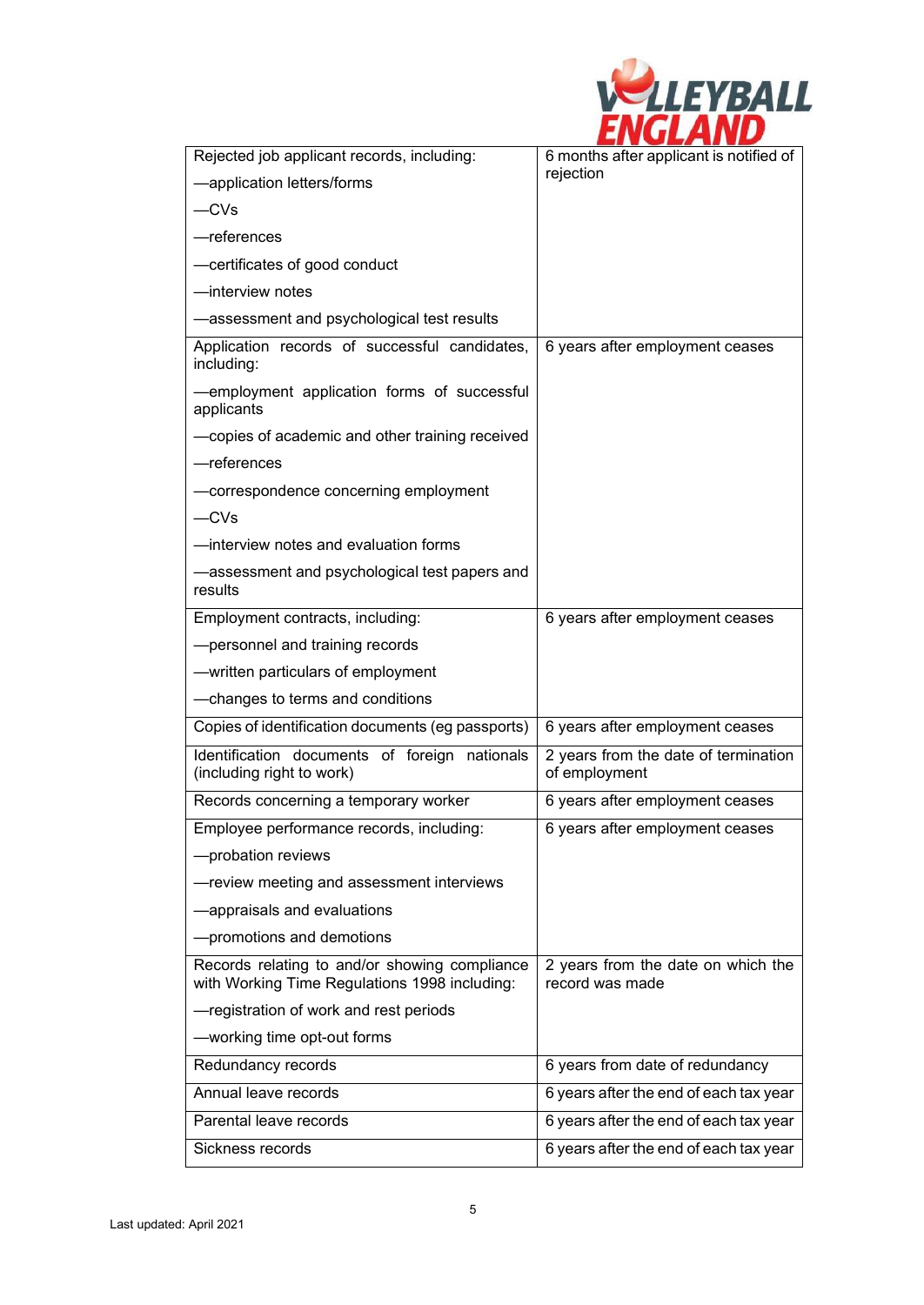| Record | Retention period |
|---|---|
| Rejected job applicant records, including:<br>—application letters/forms<br>—CVs<br>—references<br>—certificates of good conduct<br>—interview notes<br>—assessment and psychological test results | 6 months after applicant is notified of rejection |
| Application records of successful candidates, including:<br>—employment application forms of successful applicants<br>—copies of academic and other training received<br>—references<br>—correspondence concerning employment<br>—CVs<br>—interview notes and evaluation forms<br>—assessment and psychological test papers and results | 6 years after employment ceases |
| Employment contracts, including:<br>—personnel and training records<br>—written particulars of employment<br>—changes to terms and conditions | 6 years after employment ceases |
| Copies of identification documents (eg passports) | 6 years after employment ceases |
| Identification documents of foreign nationals (including right to work) | 2 years from the date of termination of employment |
| Records concerning a temporary worker | 6 years after employment ceases |
| Employee performance records, including:<br>—probation reviews<br>—review meeting and assessment interviews<br>—appraisals and evaluations<br>—promotions and demotions | 6 years after employment ceases |
| Records relating to and/or showing compliance with Working Time Regulations 1998 including:<br>—registration of work and rest periods<br>—working time opt-out forms | 2 years from the date on which the record was made |
| Redundancy records | 6 years from date of redundancy |
| Annual leave records | 6 years after the end of each tax year |
| Parental leave records | 6 years after the end of each tax year |
| Sickness records | 6 years after the end of each tax year |

Last updated: April 2021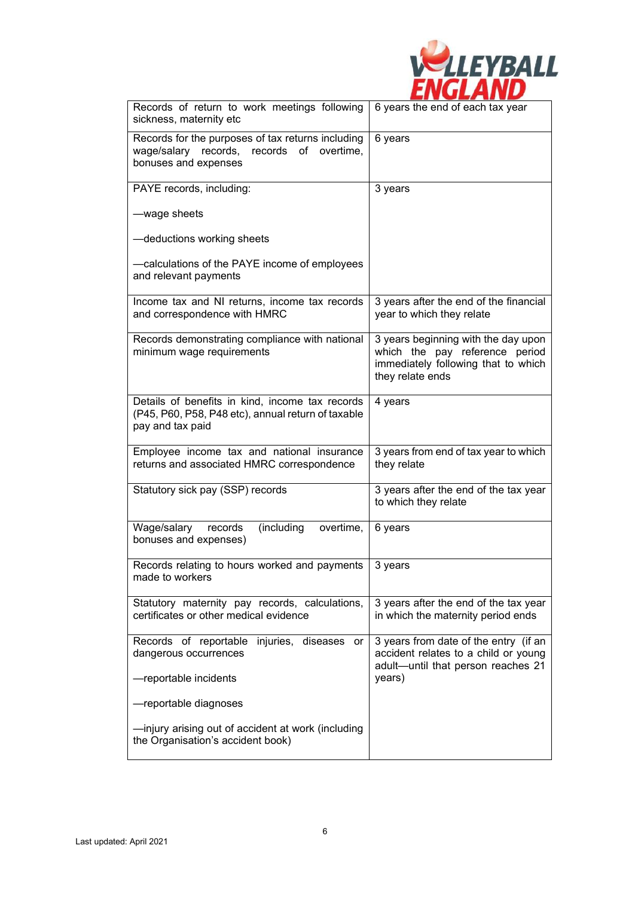| | |
|---|---|
| Records of return to work meetings following sickness, maternity etc | 6 years the end of each tax year |
| Records for the purposes of tax returns including wage/salary records, records of overtime, bonuses and expenses | 6 years |
| PAYE records, including:<br><br>—wage sheets<br><br>—deductions working sheets<br><br>—calculations of the PAYE income of employees and relevant payments | 3 years |
| Income tax and NI returns, income tax records and correspondence with HMRC | 3 years after the end of the financial year to which they relate |
| Records demonstrating compliance with national minimum wage requirements | 3 years beginning with the day upon which the pay reference period immediately following that to which they relate ends |
| Details of benefits in kind, income tax records (P45, P60, P58, P48 etc), annual return of taxable pay and tax paid | 4 years |
| Employee income tax and national insurance returns and associated HMRC correspondence | 3 years from end of tax year to which they relate |
| Statutory sick pay (SSP) records | 3 years after the end of the tax year to which they relate |
| Wage/salary records (including overtime, bonuses and expenses) | 6 years |
| Records relating to hours worked and payments made to workers | 3 years |
| Statutory maternity pay records, calculations, certificates or other medical evidence | 3 years after the end of the tax year in which the maternity period ends |
| Records of reportable injuries, diseases or dangerous occurrences<br><br>—reportable incidents<br><br>—reportable diagnoses<br><br>—injury arising out of accident at work (including the Organisation's accident book) | 3 years from date of the entry (if an accident relates to a child or young adult—until that person reaches 21 years) |

Last updated: April 2021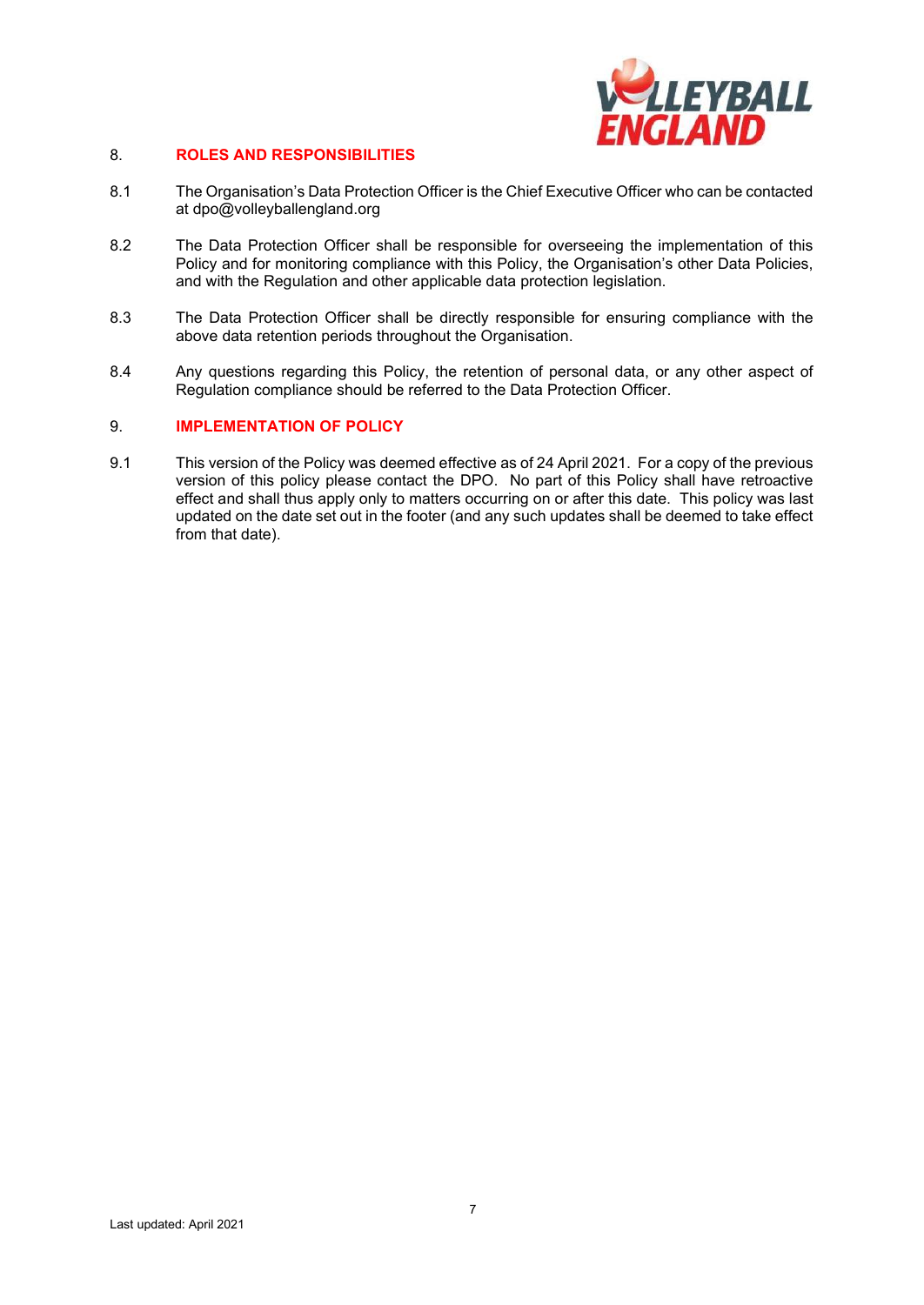## 8. ROLES AND RESPONSIBILITIES

8.1 The Organisation's Data Protection Officer is the Chief Executive Officer who can be contacted at dpo@volleyballengland.org

8.2 The Data Protection Officer shall be responsible for overseeing the implementation of this Policy and for monitoring compliance with this Policy, the Organisation's other Data Policies, and with the Regulation and other applicable data protection legislation.

8.3 The Data Protection Officer shall be directly responsible for ensuring compliance with the above data retention periods throughout the Organisation.

8.4 Any questions regarding this Policy, the retention of personal data, or any other aspect of Regulation compliance should be referred to the Data Protection Officer.

## 9. IMPLEMENTATION OF POLICY

9.1 This version of the Policy was deemed effective as of 24 April 2021. For a copy of the previous version of this policy please contact the DPO. No part of this Policy shall have retroactive effect and shall thus apply only to matters occurring on or after this date. This policy was last updated on the date set out in the footer (and any such updates shall be deemed to take effect from that date).

Last updated: April 2021